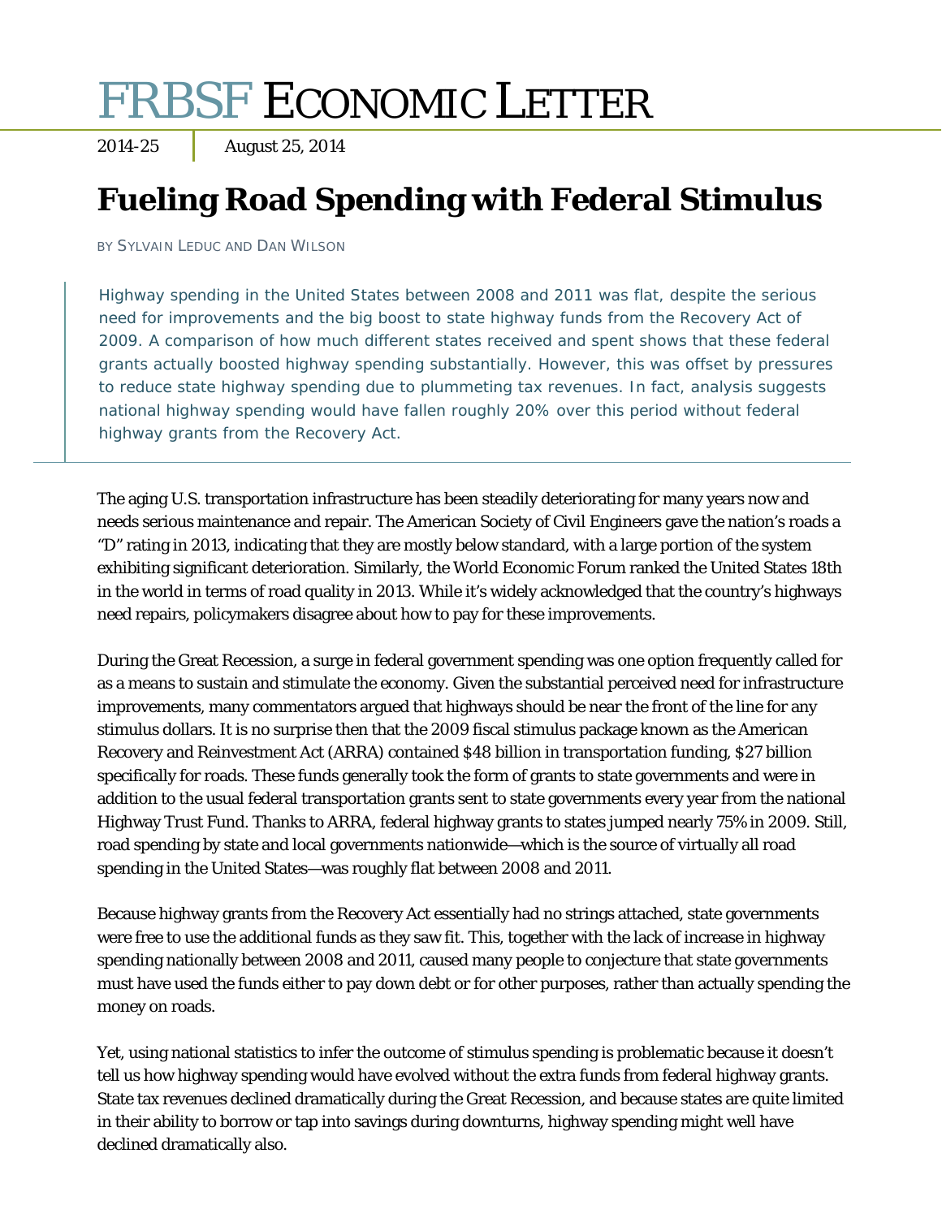# FRBSF ECONOMIC LETTER

2014-25 | August 25, 2014

## Fueling Road Spending with Federal Stimulus

BY SYLVAIN LEDUC AND DAN WILSON

> Highway spending in the United States between 2008 and 2011 was flat, despite the serious need for improvements and the big boost to state highway funds from the Recovery Act of 2009. A comparison of how much different states received and spent shows that these federal grants actually boosted highway spending substantially. However, this was offset by pressures to reduce state highway spending due to plummeting tax revenues. In fact, analysis suggests national highway spending would have fallen roughly 20% over this period without federal highway grants from the Recovery Act.

The aging U.S. transportation infrastructure has been steadily deteriorating for many years now and needs serious maintenance and repair. The American Society of Civil Engineers gave the nation's roads a "D" rating in 2013, indicating that they are mostly below standard, with a large portion of the system exhibiting significant deterioration. Similarly, the World Economic Forum ranked the United States 18th in the world in terms of road quality in 2013. While it's widely acknowledged that the country's highways need repairs, policymakers disagree about how to pay for these improvements.

During the Great Recession, a surge in federal government spending was one option frequently called for as a means to sustain and stimulate the economy. Given the substantial perceived need for infrastructure improvements, many commentators argued that highways should be near the front of the line for any stimulus dollars. It is no surprise then that the 2009 fiscal stimulus package known as the American Recovery and Reinvestment Act (ARRA) contained $48 billion in transportation funding, $27 billion specifically for roads. These funds generally took the form of grants to state governments and were in addition to the usual federal transportation grants sent to state governments every year from the national Highway Trust Fund. Thanks to ARRA, federal highway grants to states jumped nearly 75% in 2009. Still, road spending by state and local governments nationwide—which is the source of virtually all road spending in the United States—was roughly flat between 2008 and 2011.

Because highway grants from the Recovery Act essentially had no strings attached, state governments were free to use the additional funds as they saw fit. This, together with the lack of increase in highway spending nationally between 2008 and 2011, caused many people to conjecture that state governments must have used the funds either to pay down debt or for other purposes, rather than actually spending the money on roads.

Yet, using national statistics to infer the outcome of stimulus spending is problematic because it doesn't tell us how highway spending would have evolved without the extra funds from federal highway grants. State tax revenues declined dramatically during the Great Recession, and because states are quite limited in their ability to borrow or tap into savings during downturns, highway spending might well have declined dramatically also.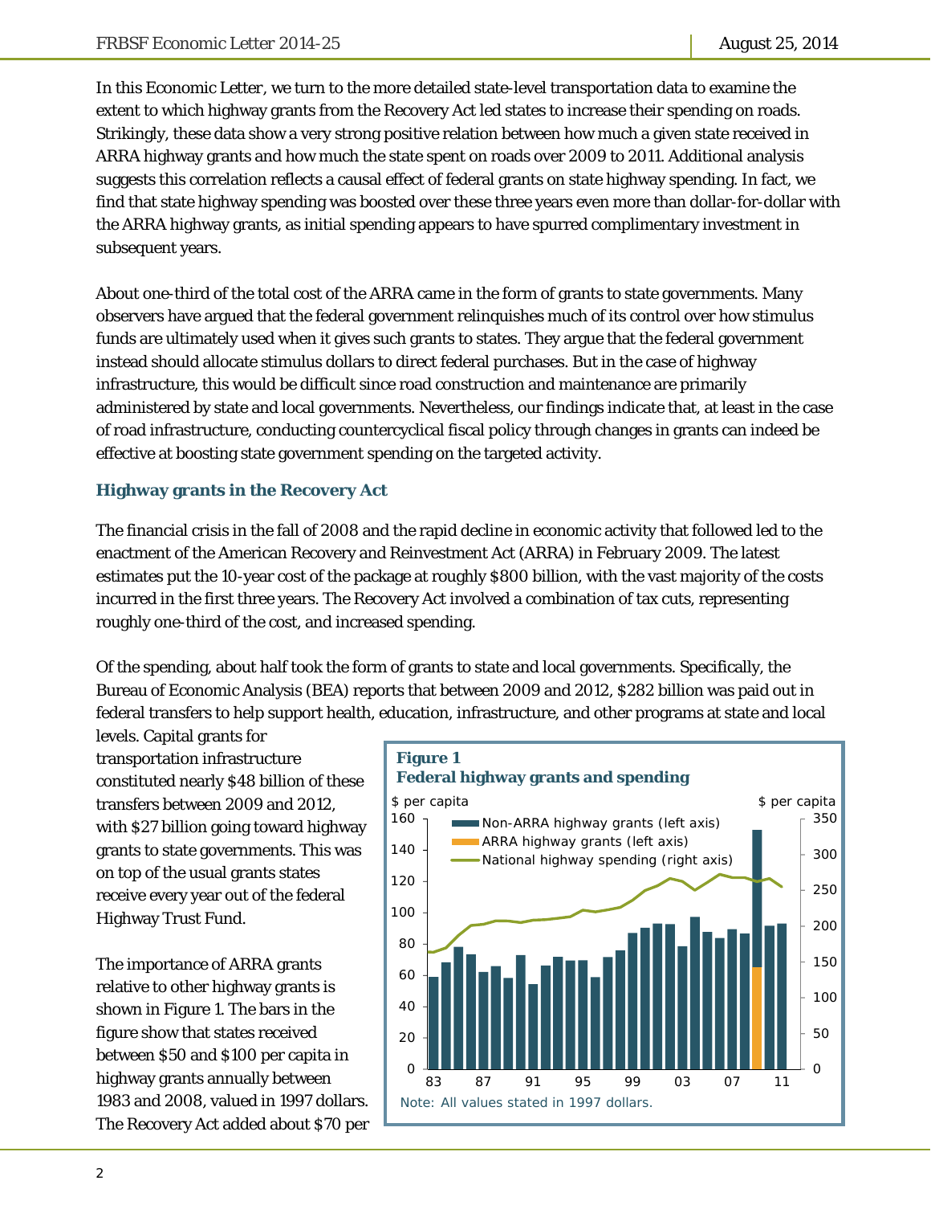In this Economic Letter, we turn to the more detailed state-level transportation data to examine the extent to which highway grants from the Recovery Act led states to increase their spending on roads. Strikingly, these data show a very strong positive relation between how much a given state received in ARRA highway grants and how much the state spent on roads over 2009 to 2011. Additional analysis suggests this correlation reflects a causal effect of federal grants on state highway spending. In fact, we find that state highway spending was boosted over these three years even more than dollar-for-dollar with the ARRA highway grants, as initial spending appears to have spurred complimentary investment in subsequent years.

About one-third of the total cost of the ARRA came in the form of grants to state governments. Many observers have argued that the federal government relinquishes much of its control over how stimulus funds are ultimately used when it gives such grants to states. They argue that the federal government instead should allocate stimulus dollars to direct federal purchases. But in the case of highway infrastructure, this would be difficult since road construction and maintenance are primarily administered by state and local governments. Nevertheless, our findings indicate that, at least in the case of road infrastructure, conducting countercyclical fiscal policy through changes in grants can indeed be effective at boosting state government spending on the targeted activity.

### Highway grants in the Recovery Act

The financial crisis in the fall of 2008 and the rapid decline in economic activity that followed led to the enactment of the American Recovery and Reinvestment Act (ARRA) in February 2009. The latest estimates put the 10-year cost of the package at roughly $800 billion, with the vast majority of the costs incurred in the first three years. The Recovery Act involved a combination of tax cuts, representing roughly one-third of the cost, and increased spending.

Of the spending, about half took the form of grants to state and local governments. Specifically, the Bureau of Economic Analysis (BEA) reports that between 2009 and 2012, $282 billion was paid out in federal transfers to help support health, education, infrastructure, and other programs at state and local levels. Capital grants for transportation infrastructure constituted nearly $48 billion of these transfers between 2009 and 2012, with $27 billion going toward highway grants to state governments. This was on top of the usual grants states receive every year out of the federal Highway Trust Fund.

**Figure 1**
**Federal highway grants and spending**

Note: All values stated in 1997 dollars.

The importance of ARRA grants relative to other highway grants is shown in Figure 1. The bars in the figure show that states received between $50 and $100 per capita in highway grants annually between 1983 and 2008, valued in 1997 dollars. The Recovery Act added about $70 per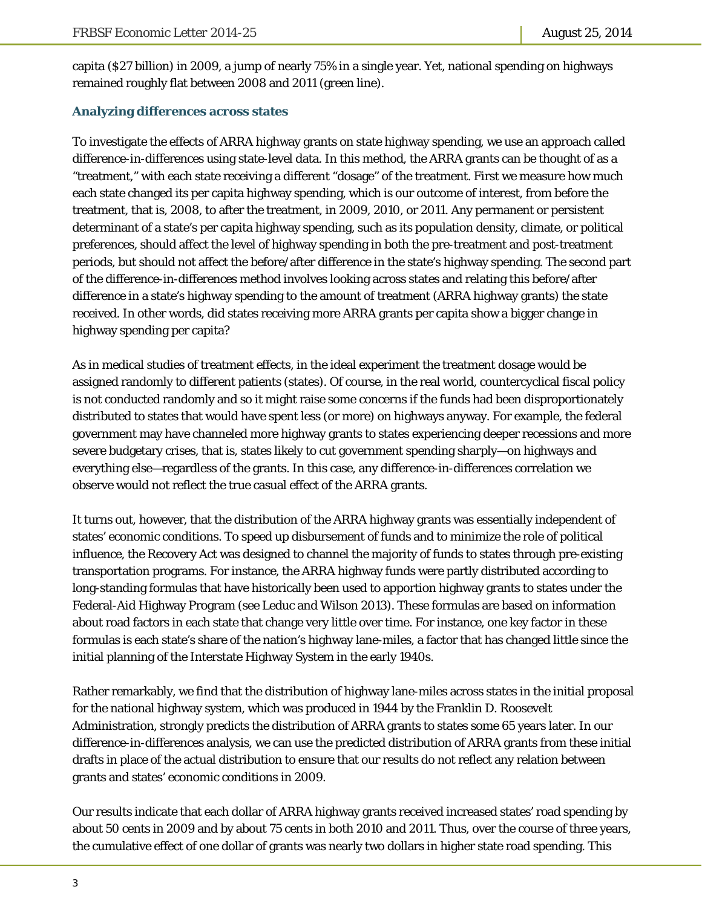capita ($27 billion) in 2009, a jump of nearly 75% in a single year. Yet, national spending on highways remained roughly flat between 2008 and 2011 (green line).

### Analyzing differences across states

To investigate the effects of ARRA highway grants on state highway spending, we use an approach called difference-in-differences using state-level data. In this method, the ARRA grants can be thought of as a "treatment," with each state receiving a different "dosage" of the treatment. First we measure how much each state changed its per capita highway spending, which is our outcome of interest, from before the treatment, that is, 2008, to after the treatment, in 2009, 2010, or 2011. Any permanent or persistent determinant of a state's per capita highway spending, such as its population density, climate, or political preferences, should affect the level of highway spending in both the pre-treatment and post-treatment periods, but should not affect the before/after difference in the state's highway spending. The second part of the difference-in-differences method involves looking across states and relating this before/after difference in a state's highway spending to the amount of treatment (ARRA highway grants) the state received. In other words, did states receiving more ARRA grants per capita show a bigger change in highway spending per capita?

As in medical studies of treatment effects, in the ideal experiment the treatment dosage would be assigned randomly to different patients (states). Of course, in the real world, countercyclical fiscal policy is not conducted randomly and so it might raise some concerns if the funds had been disproportionately distributed to states that would have spent less (or more) on highways anyway. For example, the federal government may have channeled more highway grants to states experiencing deeper recessions and more severe budgetary crises, that is, states likely to cut government spending sharply—on highways and everything else—regardless of the grants. In this case, any difference-in-differences correlation we observe would not reflect the true casual effect of the ARRA grants.

It turns out, however, that the distribution of the ARRA highway grants was essentially independent of states' economic conditions. To speed up disbursement of funds and to minimize the role of political influence, the Recovery Act was designed to channel the majority of funds to states through pre-existing transportation programs. For instance, the ARRA highway funds were partly distributed according to long-standing formulas that have historically been used to apportion highway grants to states under the Federal-Aid Highway Program (see Leduc and Wilson 2013). These formulas are based on information about road factors in each state that change very little over time. For instance, one key factor in these formulas is each state's share of the nation's highway lane-miles, a factor that has changed little since the initial planning of the Interstate Highway System in the early 1940s.

Rather remarkably, we find that the distribution of highway lane-miles across states in the initial proposal for the national highway system, which was produced in 1944 by the Franklin D. Roosevelt Administration, strongly predicts the distribution of ARRA grants to states some 65 years later. In our difference-in-differences analysis, we can use the predicted distribution of ARRA grants from these initial drafts in place of the actual distribution to ensure that our results do not reflect any relation between grants and states' economic conditions in 2009.

Our results indicate that each dollar of ARRA highway grants received increased states' road spending by about 50 cents in 2009 and by about 75 cents in both 2010 and 2011. Thus, over the course of three years, the cumulative effect of one dollar of grants was nearly two dollars in higher state road spending. This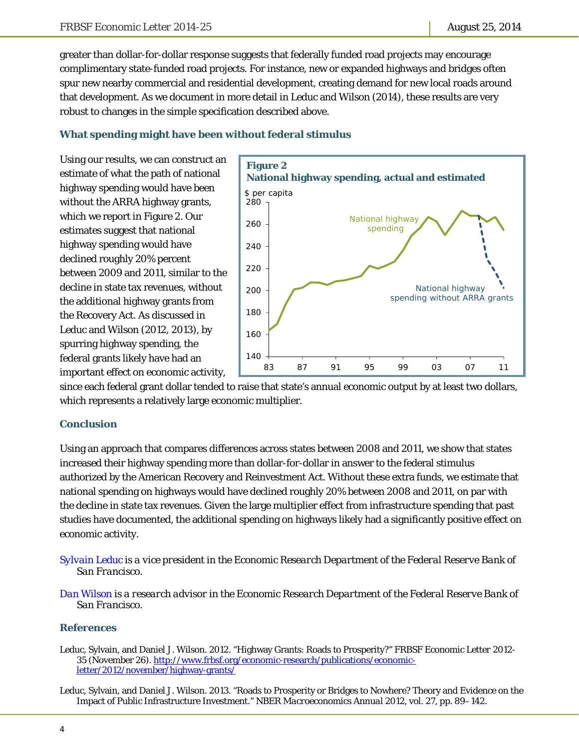greater than dollar-for-dollar response suggests that federally funded road projects may encourage complimentary state-funded road projects. For instance, new or expanded highways and bridges often spur new nearby commercial and residential development, creating demand for new local roads around that development. As we document in more detail in Leduc and Wilson (2014), these results are very robust to changes in the simple specification described above.

### What spending might have been without federal stimulus

Using our results, we can construct an estimate of what the path of national highway spending would have been without the ARRA highway grants, which we report in Figure 2. Our estimates suggest that national highway spending would have declined roughly 20% percent between 2009 and 2011, similar to the decline in state tax revenues, without the additional highway grants from the Recovery Act. As discussed in Leduc and Wilson (2012, 2013), by spurring highway spending, the federal grants likely have had an important effect on economic activity, since each federal grant dollar tended to raise that state's annual economic output by at least two dollars, which represents a relatively large economic multiplier.

**Figure 2**
**National highway spending, actual and estimated**

### Conclusion

Using an approach that compares differences across states between 2008 and 2011, we show that states increased their highway spending more than dollar-for-dollar in answer to the federal stimulus authorized by the American Recovery and Reinvestment Act. Without these extra funds, we estimate that national spending on highways would have declined roughly 20% between 2008 and 2011, on par with the decline in state tax revenues. Given the large multiplier effect from infrastructure spending that past studies have documented, the additional spending on highways likely had a significantly positive effect on economic activity.

Sylvain Leduc *is a vice president in the Economic Research Department of the Federal Reserve Bank of San Francisco.*

Dan Wilson *is a research advisor in the Economic Research Department of the Federal Reserve Bank of San Francisco.*

### References

Leduc, Sylvain, and Daniel J. Wilson. 2012. "Highway Grants: Roads to Prosperity?" FRBSF Economic Letter 2012-35 (November 26). http://www.frbsf.org/economic-research/publications/economic-letter/2012/november/highway-grants/

Leduc, Sylvain, and Daniel J. Wilson. 2013. "Roads to Prosperity or Bridges to Nowhere? Theory and Evidence on the Impact of Public Infrastructure Investment." *NBER Macroeconomics Annual 2012*, vol. 27, pp. 89–142.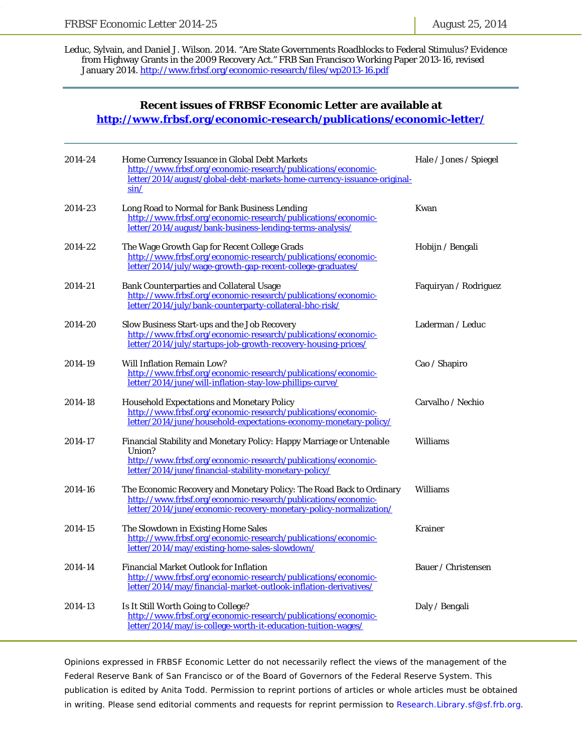Leduc, Sylvain, and Daniel J. Wilson. 2014. "Are State Governments Roadblocks to Federal Stimulus? Evidence from Highway Grants in the 2009 Recovery Act." FRB San Francisco Working Paper 2013-16, revised January 2014. http://www.frbsf.org/economic-research/files/wp2013-16.pdf

**Recent issues of FRBSF Economic Letter are available at**
**http://www.frbsf.org/economic-research/publications/economic-letter/**

| | | |
|---|---|---|
| 2014-24 | Home Currency Issuance in Global Debt Markets http://www.frbsf.org/economic-research/publications/economic-letter/2014/august/global-debt-markets-home-currency-issuance-original-sin/ | Hale / Jones / Spiegel |
| 2014-23 | Long Road to Normal for Bank Business Lending http://www.frbsf.org/economic-research/publications/economic-letter/2014/august/bank-business-lending-terms-analysis/ | Kwan |
| 2014-22 | The Wage Growth Gap for Recent College Grads http://www.frbsf.org/economic-research/publications/economic-letter/2014/july/wage-growth-gap-recent-college-graduates/ | Hobijn / Bengali |
| 2014-21 | Bank Counterparties and Collateral Usage http://www.frbsf.org/economic-research/publications/economic-letter/2014/july/bank-counterparty-collateral-bhc-risk/ | Faquiryan / Rodriguez |
| 2014-20 | Slow Business Start-ups and the Job Recovery http://www.frbsf.org/economic-research/publications/economic-letter/2014/july/startups-job-growth-recovery-housing-prices/ | Laderman / Leduc |
| 2014-19 | Will Inflation Remain Low? http://www.frbsf.org/economic-research/publications/economic-letter/2014/june/will-inflation-stay-low-phillips-curve/ | Cao / Shapiro |
| 2014-18 | Household Expectations and Monetary Policy http://www.frbsf.org/economic-research/publications/economic-letter/2014/june/household-expectations-economy-monetary-policy/ | Carvalho / Nechio |
| 2014-17 | Financial Stability and Monetary Policy: Happy Marriage or Untenable Union? http://www.frbsf.org/economic-research/publications/economic-letter/2014/june/financial-stability-monetary-policy/ | Williams |
| 2014-16 | The Economic Recovery and Monetary Policy: The Road Back to Ordinary http://www.frbsf.org/economic-research/publications/economic-letter/2014/june/economic-recovery-monetary-policy-normalization/ | Williams |
| 2014-15 | The Slowdown in Existing Home Sales http://www.frbsf.org/economic-research/publications/economic-letter/2014/may/existing-home-sales-slowdown/ | Krainer |
| 2014-14 | Financial Market Outlook for Inflation http://www.frbsf.org/economic-research/publications/economic-letter/2014/may/financial-market-outlook-inflation-derivatives/ | Bauer / Christensen |
| 2014-13 | Is It Still Worth Going to College? http://www.frbsf.org/economic-research/publications/economic-letter/2014/may/is-college-worth-it-education-tuition-wages/ | Daly / Bengali |

Opinions expressed in FRBSF Economic Letter do not necessarily reflect the views of the management of the Federal Reserve Bank of San Francisco or of the Board of Governors of the Federal Reserve System. This publication is edited by Anita Todd. Permission to reprint portions of articles or whole articles must be obtained in writing. Please send editorial comments and requests for reprint permission to Research.Library.sf@sf.frb.org.